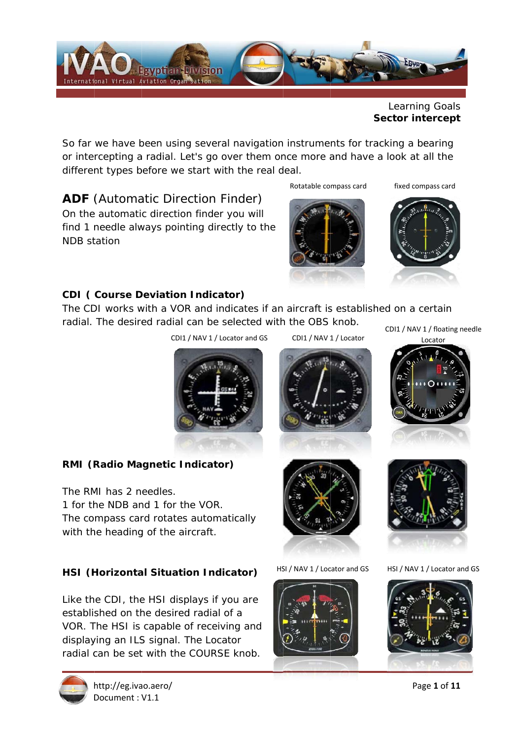Learning Goals
**Sector intercept**

So far we have been using several navigation instruments for tracking a bearing or intercepting a radial. Let's go over them once more and have a look at all the different types before we start with the real deal.

## ADF (Automatic Direction Finder)

On the automatic direction finder you will find 1 needle always pointing directly to the NDB station

Rotatable compass card

fixed compass card

### CDI ( Course Deviation Indicator)

The CDI works with a VOR and indicates if an aircraft is established on a certain radial. The desired radial can be selected with the OBS knob.

CDI1 / NAV 1 / Locator and GS

CDI1 / NAV 1 / Locator

CDI1 / NAV 1 / floating needle Locator

### RMI (Radio Magnetic Indicator)

The RMI has 2 needles.
1 for the NDB and 1 for the VOR.
The compass card rotates automatically with the heading of the aircraft.

### HSI (Horizontal Situation Indicator)

Like the CDI, the HSI displays if you are established on the desired radial of a VOR. The HSI is capable of receiving and displaying an ILS signal. The Locator radial can be set with the COURSE knob.

HSI / NAV 1 / Locator and GS

HSI / NAV 1 / Locator and GS

http://eg.ivao.aero/
Document : V1.1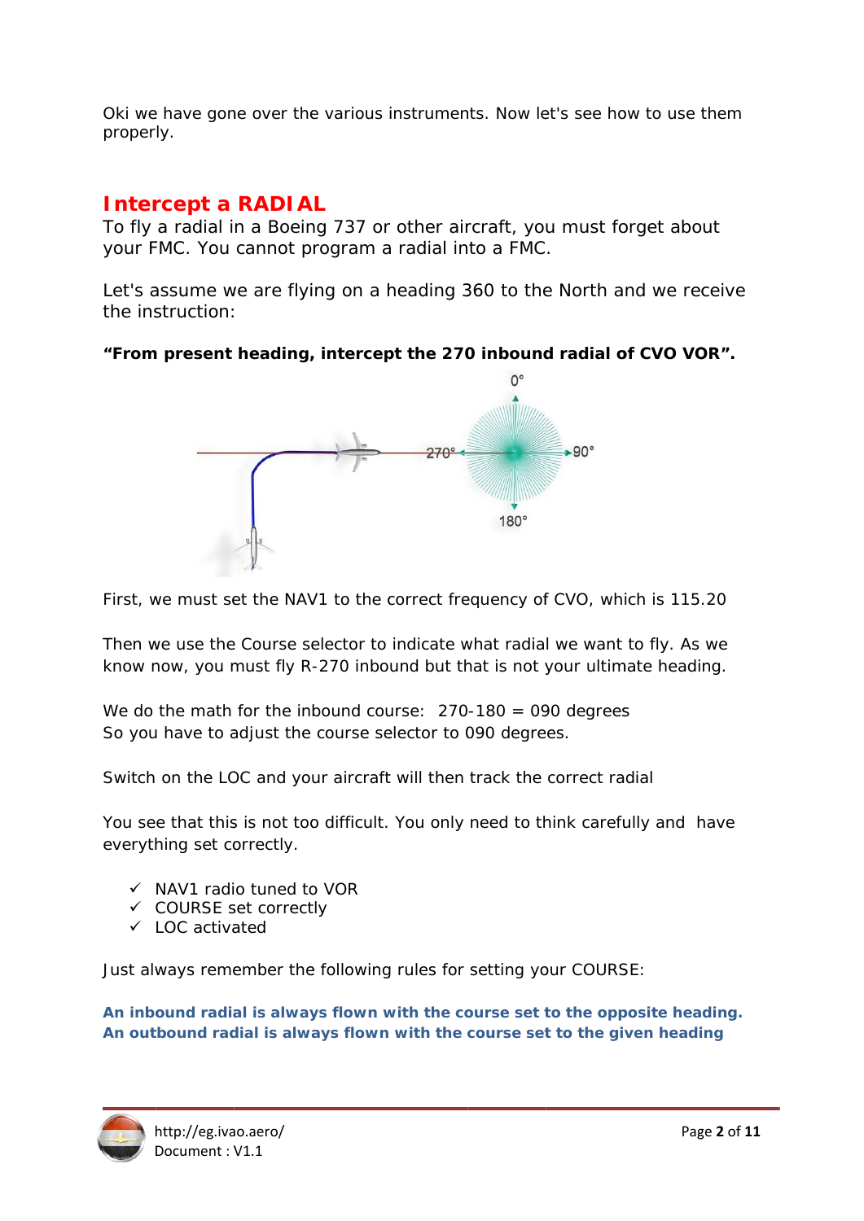Oki we have gone over the various instruments. Now let's see how to use them properly.

## Intercept a RADIAL

To fly a radial in a Boeing 737 or other aircraft, you must forget about your FMC. You cannot program a radial into a FMC.

Let's assume we are flying on a heading 360 to the North and we receive the instruction:

**"From present heading, intercept the 270 inbound radial of CVO VOR".**

First, we must set the NAV1 to the correct frequency of CVO, which is 115.20

Then we use the Course selector to indicate what radial we want to fly. As we know now, you must fly R-270 inbound but that is not your ultimate heading.

We do the math for the inbound course: 270-180 = 090 degrees
So you have to adjust the course selector to 090 degrees.

Switch on the LOC and your aircraft will then track the correct radial

You see that this is not too difficult. You only need to think carefully and have everything set correctly.

- ✓ NAV1 radio tuned to VOR
- ✓ COURSE set correctly
- ✓ LOC activated

Just always remember the following rules for setting your COURSE:

**An inbound radial is always flown with the course set to the opposite heading.**
**An outbound radial is always flown with the course set to the given heading**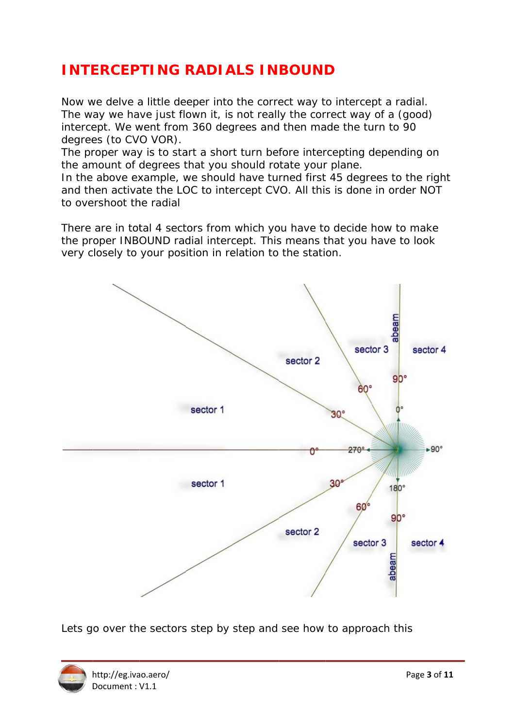# INTERCEPTING RADIALS INBOUND

Now we delve a little deeper into the correct way to intercept a radial. The way we have just flown it, is not really the correct way of a (good) intercept. We went from 360 degrees and then made the turn to 90 degrees (to CVO VOR).
The proper way is to start a short turn before intercepting depending on the amount of degrees that you should rotate your plane.
In the above example, we should have turned first 45 degrees to the right and then activate the LOC to intercept CVO. All this is done in order NOT to overshoot the radial

There are in total 4 sectors from which you have to decide how to make the proper INBOUND radial intercept. This means that you have to look very closely to your position in relation to the station.

Lets go over the sectors step by step and see how to approach this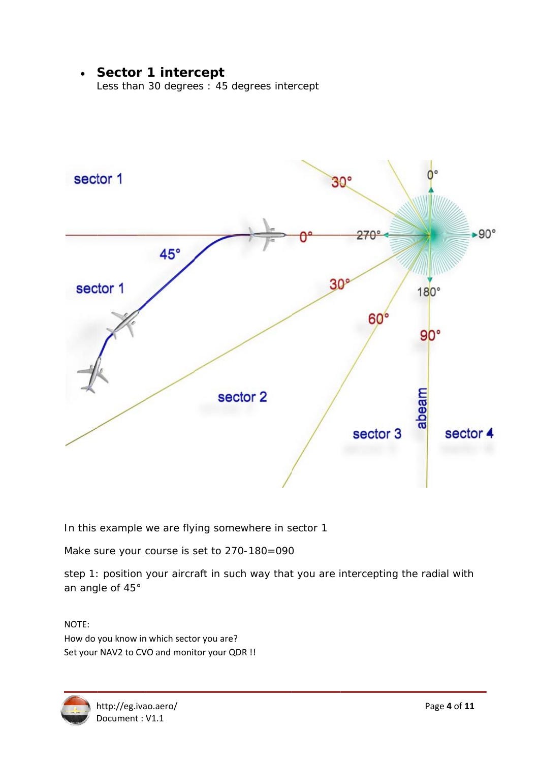- **Sector 1 intercept**
  Less than 30 degrees : 45 degrees intercept

In this example we are flying somewhere in sector 1

Make sure your course is set to 270-180=090

step 1: position your aircraft in such way that you are intercepting the radial with an angle of 45°

NOTE:
How do you know in which sector you are?
Set your NAV2 to CVO and monitor your QDR !!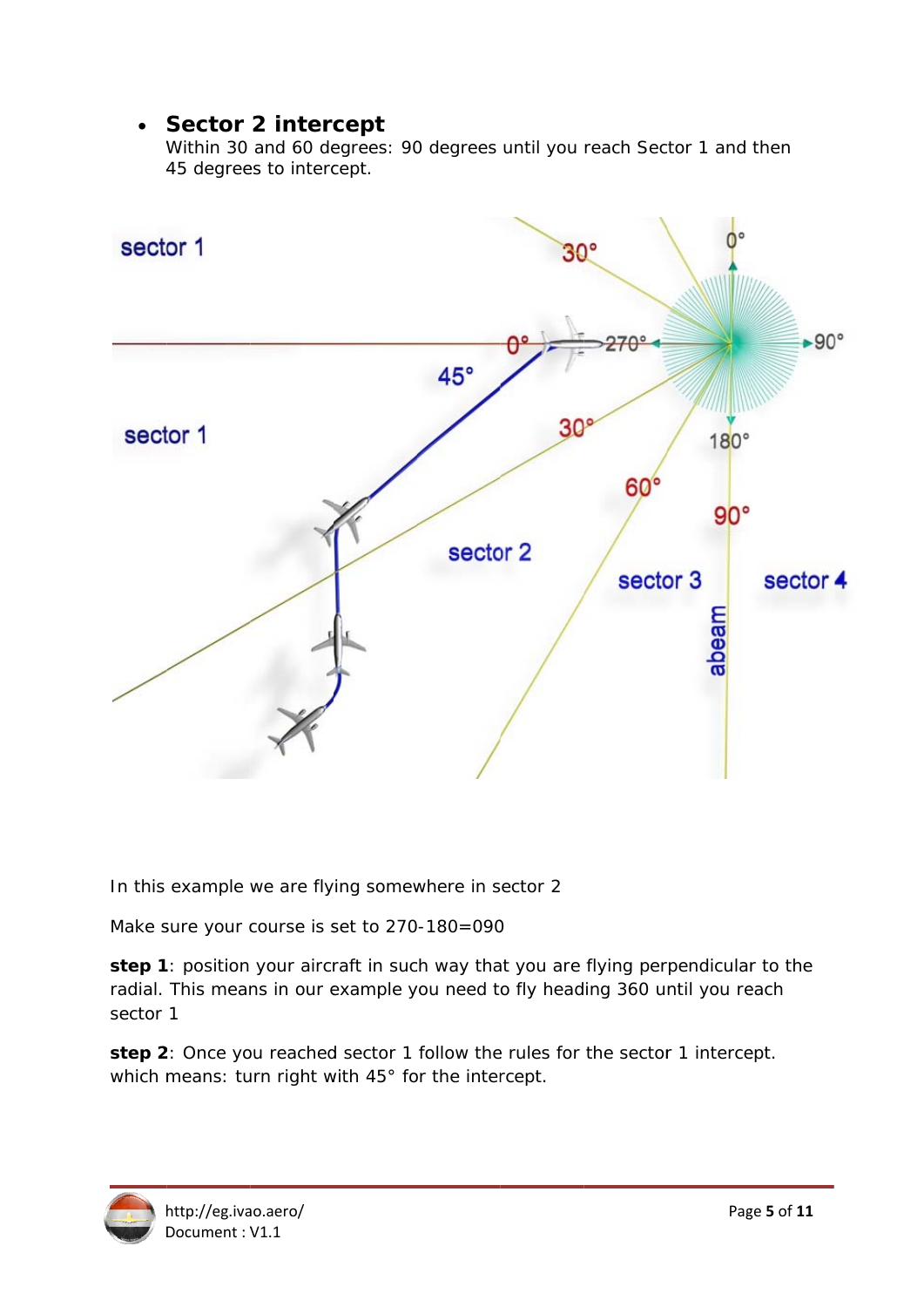- **Sector 2 intercept**
  Within 30 and 60 degrees: 90 degrees until you reach Sector 1 and then 45 degrees to intercept.

In this example we are flying somewhere in sector 2

Make sure your course is set to 270-180=090

**step 1**: position your aircraft in such way that you are flying perpendicular to the radial. This means in our example you need to fly heading 360 until you reach sector 1

**step 2**: Once you reached sector 1 follow the rules for the sector 1 intercept. which means: turn right with 45° for the intercept.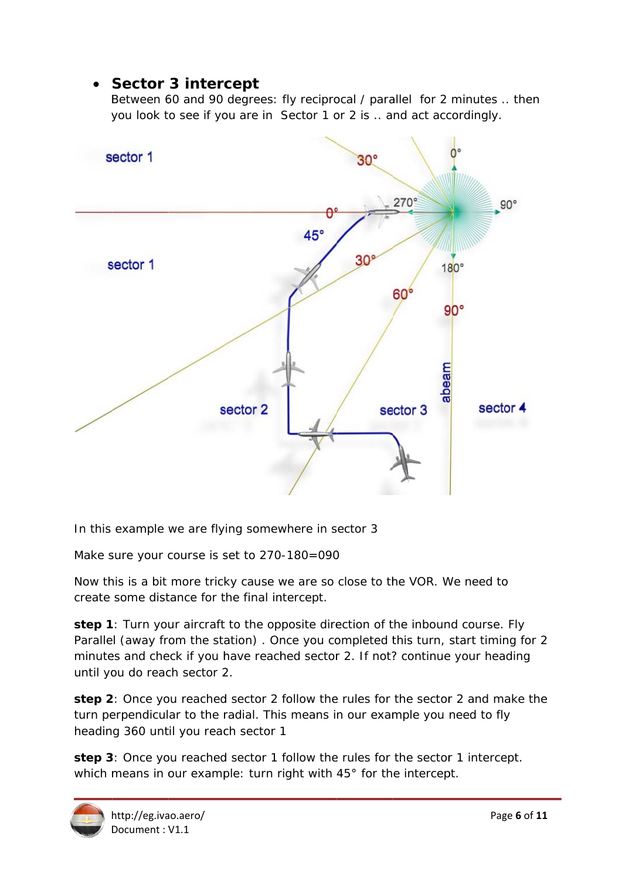- **Sector 3 intercept**
  Between 60 and 90 degrees: fly reciprocal / parallel  for 2 minutes .. then you look to see if you are in  Sector 1 or 2 is .. and act accordingly.

In this example we are flying somewhere in sector 3

Make sure your course is set to 270-180=090

Now this is a bit more tricky cause we are so close to the VOR. We need to create some distance for the final intercept.

**step 1**: Turn your aircraft to the opposite direction of the inbound course. Fly Parallel (away from the station) . Once you completed this turn, start timing for 2 minutes and check if you have reached sector 2. If not? continue your heading until you do reach sector 2.

**step 2**: Once you reached sector 2 follow the rules for the sector 2 and make the turn perpendicular to the radial. This means in our example you need to fly heading 360 until you reach sector 1

**step 3**: Once you reached sector 1 follow the rules for the sector 1 intercept. which means in our example: turn right with 45° for the intercept.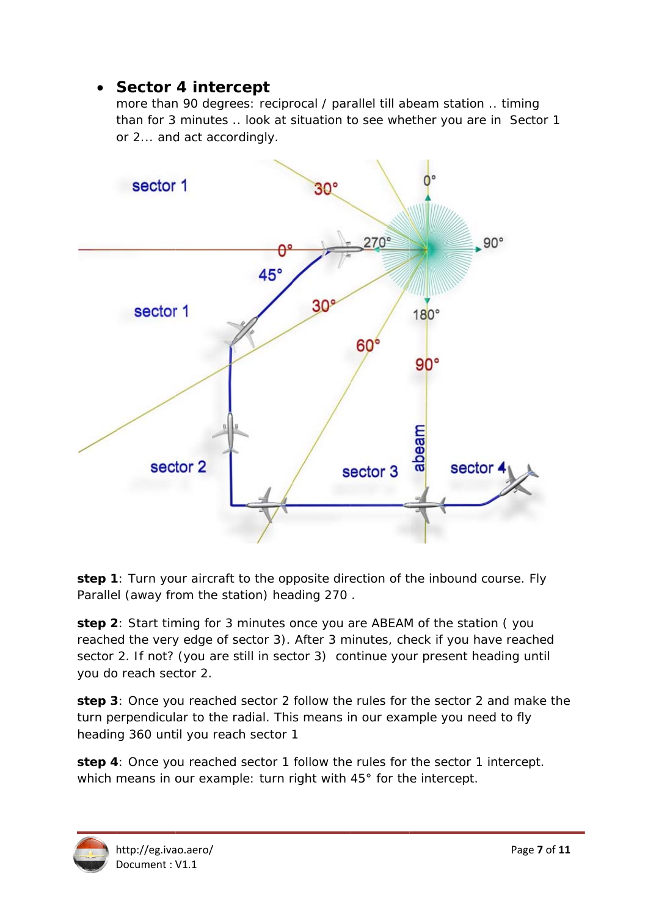- **Sector 4 intercept**
  more than 90 degrees: reciprocal / parallel till abeam station .. timing than for 3 minutes .. look at situation to see whether you are in Sector 1 or 2... and act accordingly.

**step 1**: Turn your aircraft to the opposite direction of the inbound course. Fly Parallel (away from the station) heading 270 .

**step 2**: Start timing for 3 minutes once you are ABEAM of the station ( you reached the very edge of sector 3). After 3 minutes, check if you have reached sector 2. If not? (you are still in sector 3) continue your present heading until you do reach sector 2.

**step 3**: Once you reached sector 2 follow the rules for the sector 2 and make the turn perpendicular to the radial. This means in our example you need to fly heading 360 until you reach sector 1

**step 4**: Once you reached sector 1 follow the rules for the sector 1 intercept. which means in our example: turn right with 45° for the intercept.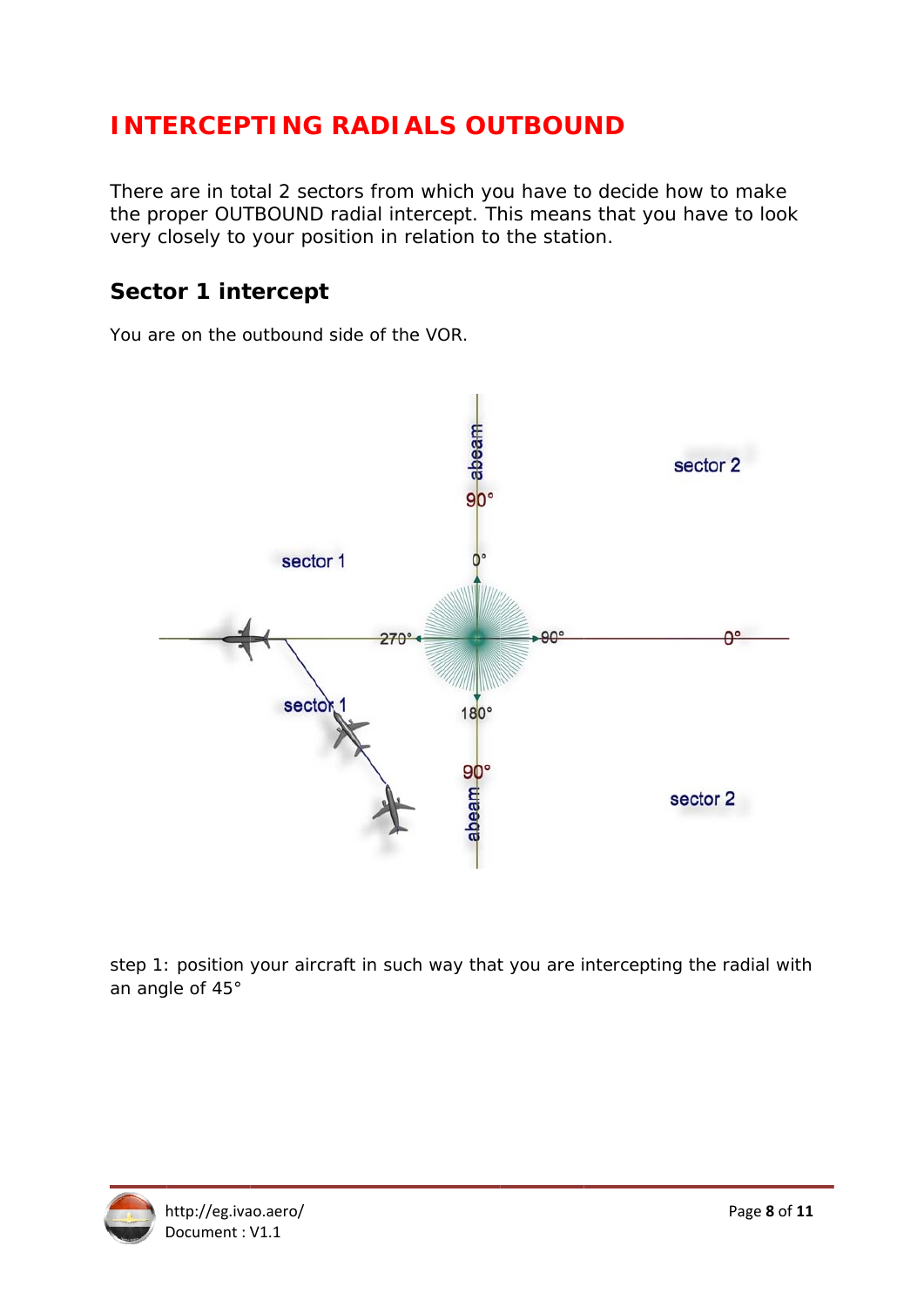## INTERCEPTING RADIALS OUTBOUND

There are in total 2 sectors from which you have to decide how to make the proper OUTBOUND radial intercept. This means that you have to look very closely to your position in relation to the station.

### Sector 1 intercept

You are on the outbound side of the VOR.

step 1: position your aircraft in such way that you are intercepting the radial with an angle of 45°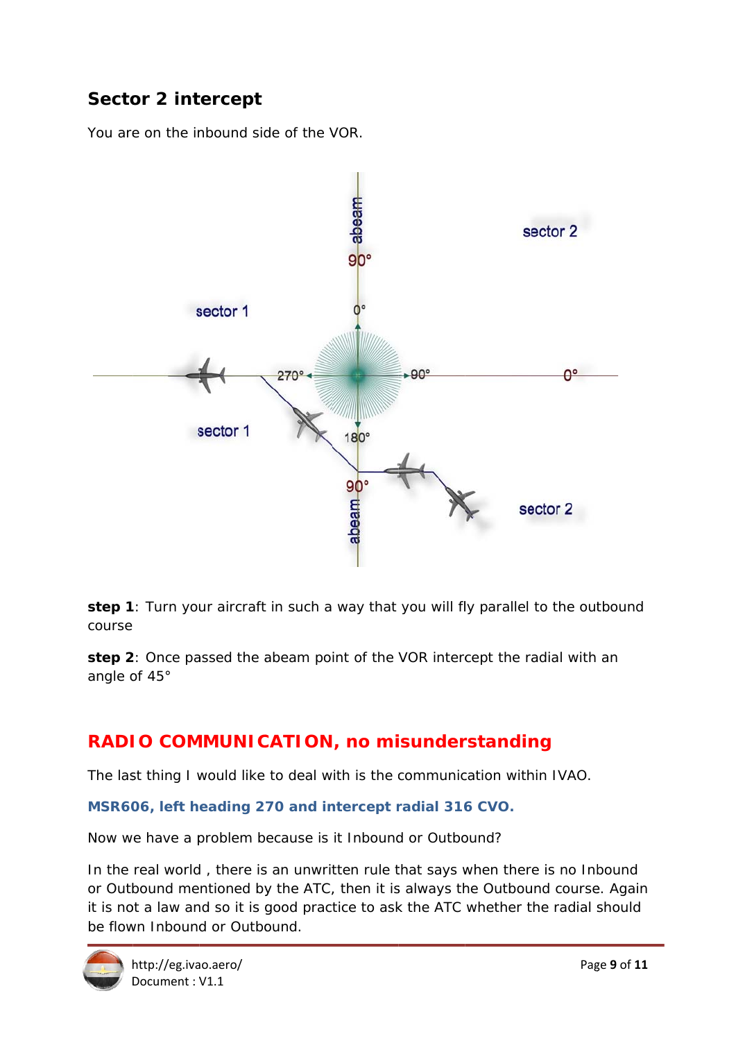## Sector 2 intercept

You are on the inbound side of the VOR.

**step 1**: Turn your aircraft in such a way that you will fly parallel to the outbound course

**step 2**: Once passed the abeam point of the VOR intercept the radial with an angle of 45°

## RADIO COMMUNICATION, no misunderstanding

The last thing I would like to deal with is the communication within IVAO.

**MSR606, left heading 270 and intercept radial 316 CVO.**

Now we have a problem because is it Inbound or Outbound?

In the real world , there is an unwritten rule that says when there is no Inbound or Outbound mentioned by the ATC, then it is always the Outbound course. Again it is not a law and so it is good practice to ask the ATC whether the radial should be flown Inbound or Outbound.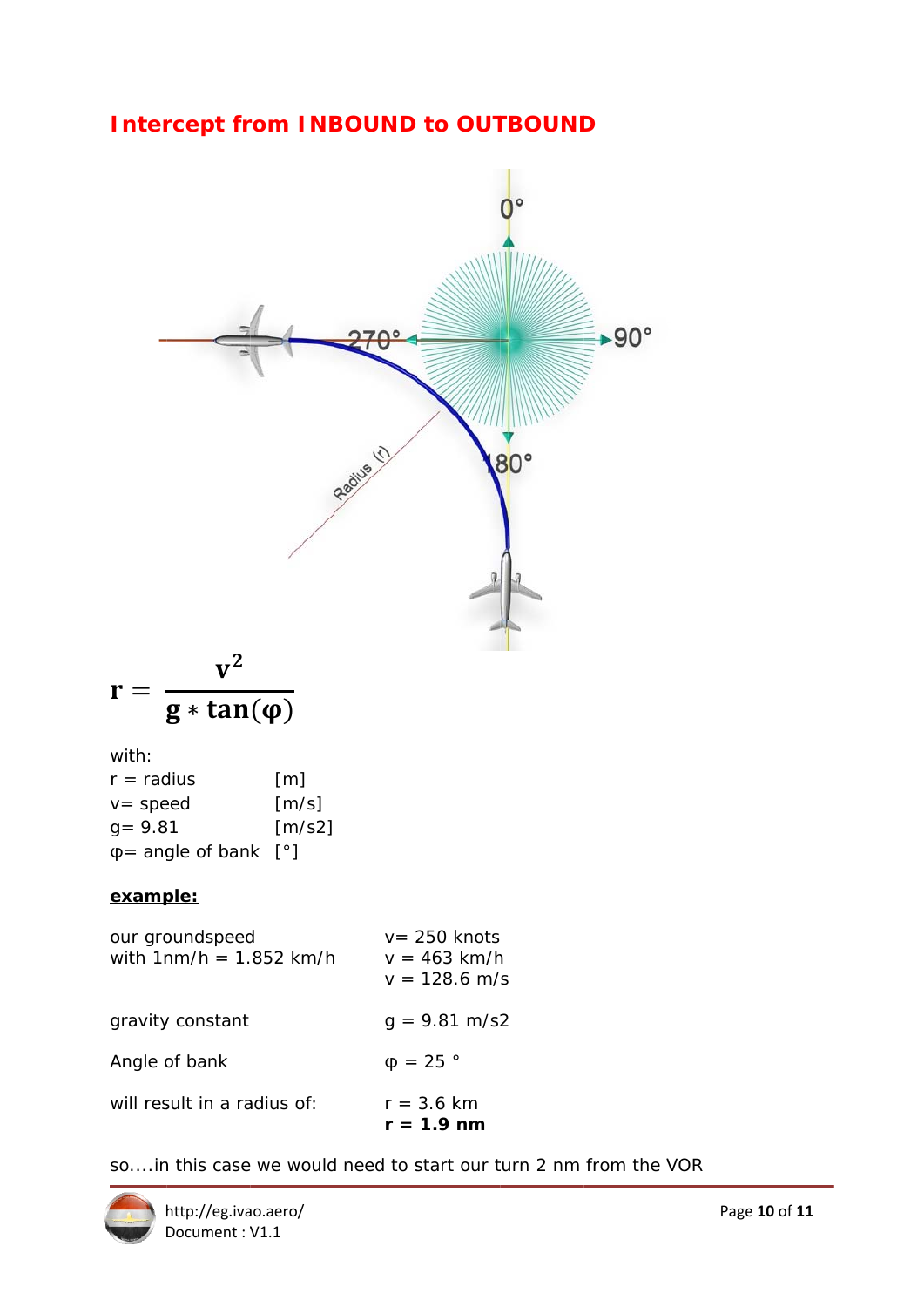## Intercept from INBOUND to OUTBOUND

$$r = \frac{v^2}{g * \tan(\varphi)}$$

with:

| | |
|---|---|
| r = radius | [m] |
| v= speed | [m/s] |
| g= 9.81 | [m/s2] |
| φ= angle of bank | [°] |

**example:**

| | |
|---|---|
| our groundspeed | v= 250 knots |
| with 1nm/h = 1.852 km/h | v = 463 km/h |
| | v = 128.6 m/s |
| gravity constant | g = 9.81 m/s2 |
| Angle of bank | φ = 25 ° |
| will result in a radius of: | r = 3.6 km |
| | **r = 1.9 nm** |

so....in this case we would need to start our turn 2 nm from the VOR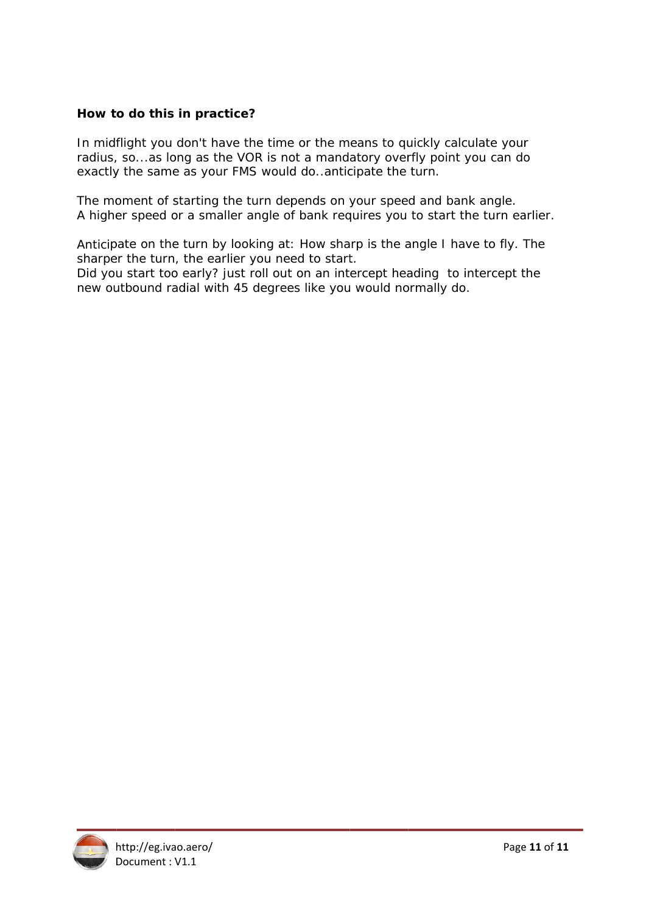**How to do this in practice?**

In midflight you don't have the time or the means to quickly calculate your radius, so...as long as the VOR is not a mandatory overfly point you can do exactly the same as your FMS would do..anticipate the turn.

The moment of starting the turn depends on your speed and bank angle.
A higher speed or a smaller angle of bank requires you to start the turn earlier.

Anticipate on the turn by looking at: How sharp is the angle I have to fly. The sharper the turn, the earlier you need to start.
Did you start too early? just roll out on an intercept heading to intercept the new outbound radial with 45 degrees like you would normally do.